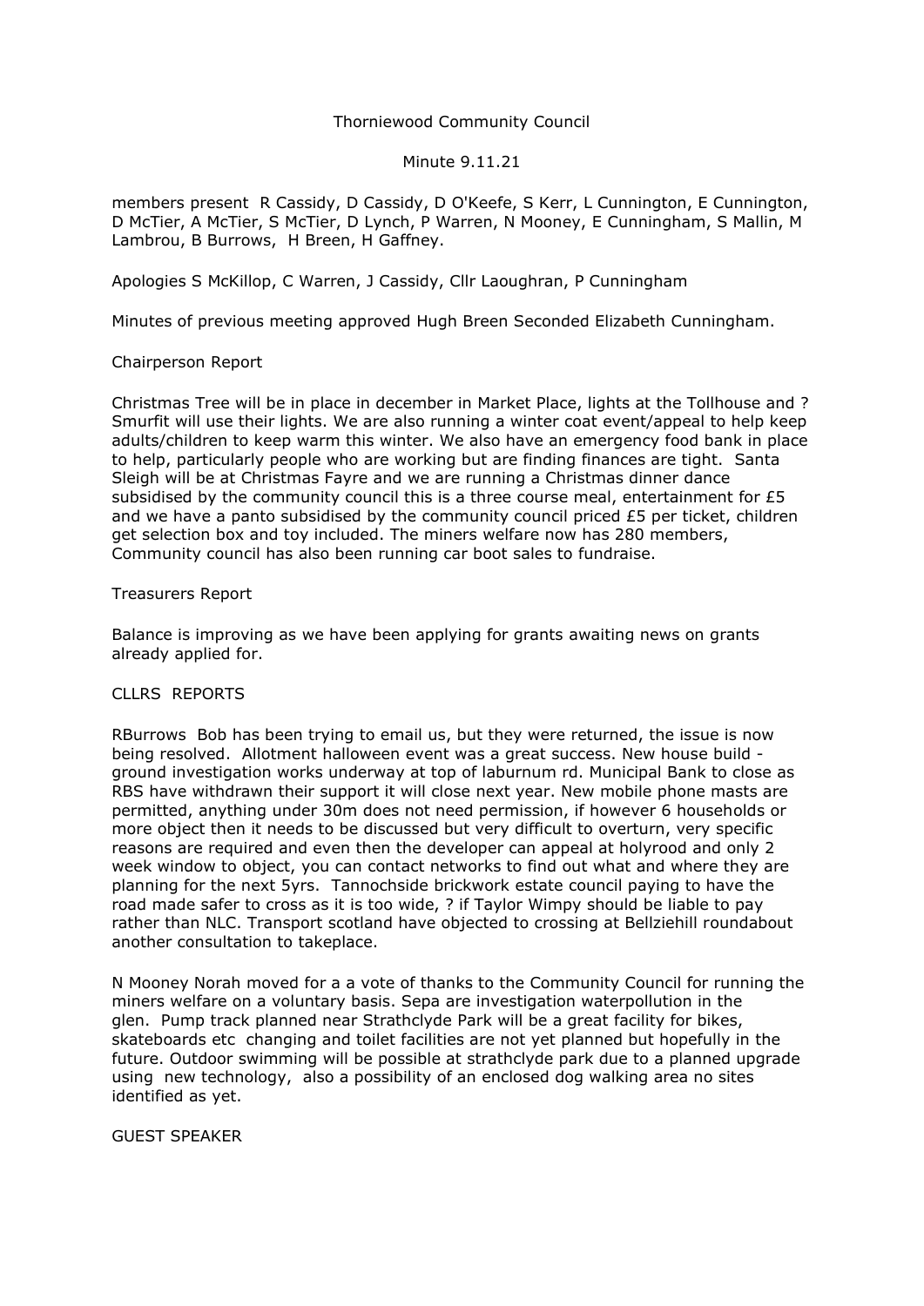Thorniewood Community Council

Minute 9.11.21

members present R Cassidy, D Cassidy, D O'Keefe, S Kerr, L Cunnington, E Cunnington, D McTier, A McTier, S McTier, D Lynch, P Warren, N Mooney, E Cunningham, S Mallin, M Lambrou, B Burrows, H Breen, H Gaffney.

Apologies S McKillop, C Warren, J Cassidy, Cllr Laoughran, P Cunningham

Minutes of previous meeting approved Hugh Breen Seconded Elizabeth Cunningham.

Chairperson Report

Christmas Tree will be in place in december in Market Place, lights at the Tollhouse and ? Smurfit will use their lights. We are also running a winter coat event/appeal to help keep adults/children to keep warm this winter. We also have an emergency food bank in place to help, particularly people who are working but are finding finances are tight. Santa Sleigh will be at Christmas Fayre and we are running a Christmas dinner dance subsidised by the community council this is a three course meal, entertainment for £5 and we have a panto subsidised by the community council priced £5 per ticket, children get selection box and toy included. The miners welfare now has 280 members, Community council has also been running car boot sales to fundraise.

Treasurers Report

Balance is improving as we have been applying for grants awaiting news on grants already applied for.

CLLRS REPORTS

RBurrows Bob has been trying to email us, but they were returned, the issue is now being resolved. Allotment halloween event was a great success. New house build - ground investigation works underway at top of laburnum rd. Municipal Bank to close as RBS have withdrawn their support it will close next year. New mobile phone masts are permitted, anything under 30m does not need permission, if however 6 households or more object then it needs to be discussed but very difficult to overturn, very specific reasons are required and even then the developer can appeal at holyrood and only 2 week window to object, you can contact networks to find out what and where they are planning for the next 5yrs. Tannochside brickwork estate council paying to have the road made safer to cross as it is too wide, ? if Taylor Wimpy should be liable to pay rather than NLC. Transport scotland have objected to crossing at Bellziehill roundabout another consultation to takeplace.

N Mooney Norah moved for a a vote of thanks to the Community Council for running the miners welfare on a voluntary basis. Sepa are investigation waterpollution in the glen. Pump track planned near Strathclyde Park will be a great facility for bikes, skateboards etc changing and toilet facilities are not yet planned but hopefully in the future. Outdoor swimming will be possible at strathclyde park due to a planned upgrade using new technology, also a possibility of an enclosed dog walking area no sites identified as yet.

GUEST SPEAKER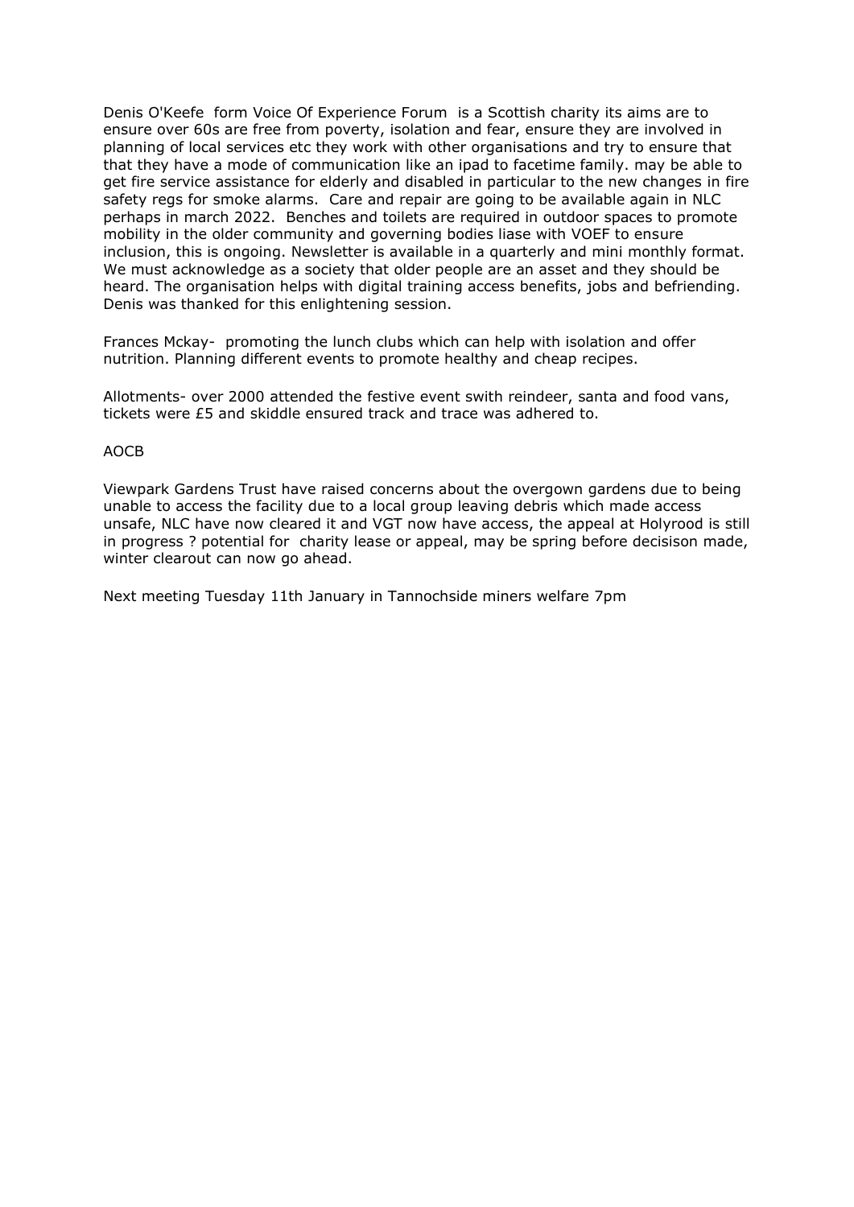Denis O'Keefe form Voice Of Experience Forum is a Scottish charity its aims are to ensure over 60s are free from poverty, isolation and fear, ensure they are involved in planning of local services etc they work with other organisations and try to ensure that that they have a mode of communication like an ipad to facetime family. may be able to get fire service assistance for elderly and disabled in particular to the new changes in fire safety regs for smoke alarms. Care and repair are going to be available again in NLC perhaps in march 2022. Benches and toilets are required in outdoor spaces to promote mobility in the older community and governing bodies liase with VOEF to ensure inclusion, this is ongoing. Newsletter is available in a quarterly and mini monthly format. We must acknowledge as a society that older people are an asset and they should be heard. The organisation helps with digital training access benefits, jobs and befriending. Denis was thanked for this enlightening session.

Frances Mckay- promoting the lunch clubs which can help with isolation and offer nutrition. Planning different events to promote healthy and cheap recipes.

Allotments- over 2000 attended the festive event swith reindeer, santa and food vans, tickets were £5 and skiddle ensured track and trace was adhered to.

AOCB

Viewpark Gardens Trust have raised concerns about the overgown gardens due to being unable to access the facility due to a local group leaving debris which made access unsafe, NLC have now cleared it and VGT now have access, the appeal at Holyrood is still in progress ? potential for charity lease or appeal, may be spring before decisison made, winter clearout can now go ahead.

Next meeting Tuesday 11th January in Tannochside miners welfare 7pm